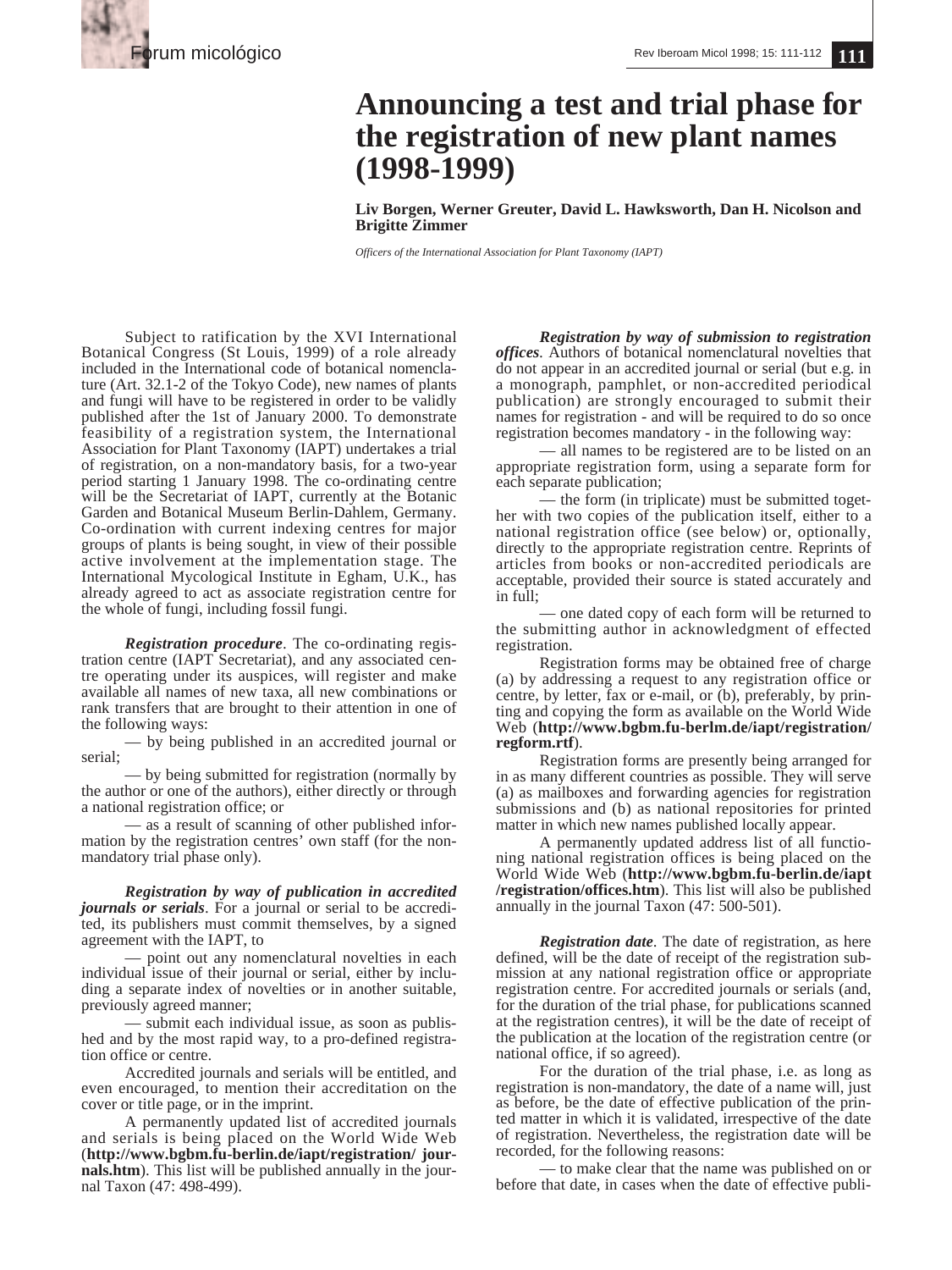# Announcing a test and trial phase for the registration of new plant names (1998-1999)

**Liv Borgen, Werner Greuter, David L. Hawksworth, Dan H. Nicolson and Brigitte Zimmer**

*Officers of the International Association for Plant Taxonomy (IAPT)*

Subject to ratification by the XVI International Botanical Congress (St Louis, 1999) of a role already included in the International code of botanical nomenclature (Art. 32.1-2 of the Tokyo Code), new names of plants and fungi will have to be registered in order to be validly published after the 1st of January 2000. To demonstrate feasibility of a registration system, the International Association for Plant Taxonomy (IAPT) undertakes a trial of registration, on a non-mandatory basis, for a two-year period starting 1 January 1998. The co-ordinating centre will be the Secretariat of IAPT, currently at the Botanic Garden and Botanical Museum Berlin-Dahlem, Germany. Co-ordination with current indexing centres for major groups of plants is being sought, in view of their possible active involvement at the implementation stage. The International Mycological Institute in Egham, U.K., has already agreed to act as associate registration centre for the whole of fungi, including fossil fungi.

***Registration procedure***. The co-ordinating registration centre (IAPT Secretariat), and any associated centre operating under its auspices, will register and make available all names of new taxa, all new combinations or rank transfers that are brought to their attention in one of the following ways:

— by being published in an accredited journal or serial;

— by being submitted for registration (normally by the author or one of the authors), either directly or through a national registration office; or

— as a result of scanning of other published information by the registration centres' own staff (for the non-mandatory trial phase only).

***Registration by way of publication in accredited journals or serials***. For a journal or serial to be accredited, its publishers must commit themselves, by a signed agreement with the IAPT, to

— point out any nomenclatural novelties in each individual issue of their journal or serial, either by including a separate index of novelties or in another suitable, previously agreed manner;

— submit each individual issue, as soon as published and by the most rapid way, to a pro-defined registration office or centre.

Accredited journals and serials will be entitled, and even encouraged, to mention their accreditation on the cover or title page, or in the imprint.

A permanently updated list of accredited journals and serials is being placed on the World Wide Web (**http://www.bgbm.fu-berlin.de/iapt/registration/ journals.htm**). This list will be published annually in the journal Taxon (47: 498-499).

***Registration by way of submission to registration offices***. Authors of botanical nomenclatural novelties that do not appear in an accredited journal or serial (but e.g. in a monograph, pamphlet, or non-accredited periodical publication) are strongly encouraged to submit their names for registration - and will be required to do so once registration becomes mandatory - in the following way:

— all names to be registered are to be listed on an appropriate registration form, using a separate form for each separate publication;

— the form (in triplicate) must be submitted together with two copies of the publication itself, either to a national registration office (see below) or, optionally, directly to the appropriate registration centre. Reprints of articles from books or non-accredited periodicals are acceptable, provided their source is stated accurately and in full;

— one dated copy of each form will be returned to the submitting author in acknowledgment of effected registration.

Registration forms may be obtained free of charge (a) by addressing a request to any registration office or centre, by letter, fax or e-mail, or (b), preferably, by printing and copying the form as available on the World Wide Web (**http://www.bgbm.fu-berlm.de/iapt/registration/ regform.rtf**).

Registration forms are presently being arranged for in as many different countries as possible. They will serve (a) as mailboxes and forwarding agencies for registration submissions and (b) as national repositories for printed matter in which new names published locally appear.

A permanently updated address list of all functioning national registration offices is being placed on the World Wide Web (**http://www.bgbm.fu-berlin.de/iapt /registration/offices.htm**). This list will also be published annually in the journal Taxon (47: 500-501).

***Registration date***. The date of registration, as here defined, will be the date of receipt of the registration submission at any national registration office or appropriate registration centre. For accredited journals or serials (and, for the duration of the trial phase, for publications scanned at the registration centres), it will be the date of receipt of the publication at the location of the registration centre (or national office, if so agreed).

For the duration of the trial phase, i.e. as long as registration is non-mandatory, the date of a name will, just as before, be the date of effective publication of the printed matter in which it is validated, irrespective of the date of registration. Nevertheless, the registration date will be recorded, for the following reasons:

— to make clear that the name was published on or before that date, in cases when the date of effective publi-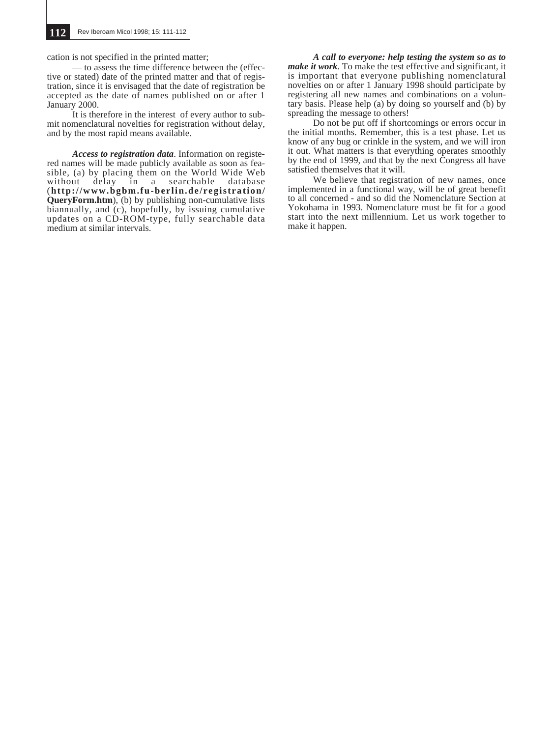cation is not specified in the printed matter;

— to assess the time difference between the (effective or stated) date of the printed matter and that of registration, since it is envisaged that the date of registration be accepted as the date of names published on or after 1 January 2000.

It is therefore in the interest of every author to submit nomenclatural novelties for registration without delay, and by the most rapid means available.

***Access to registration data***. Information on registered names will be made publicly available as soon as feasible, (a) by placing them on the World Wide Web without delay in a searchable database (**http://www.bgbm.fu-berlin.de/registration/QueryForm.htm**), (b) by publishing non-cumulative lists biannually, and (c), hopefully, by issuing cumulative updates on a CD-ROM-type, fully searchable data medium at similar intervals.

***A call to everyone: help testing the system so as to make it work***. To make the test effective and significant, it is important that everyone publishing nomenclatural novelties on or after 1 January 1998 should participate by registering all new names and combinations on a voluntary basis. Please help (a) by doing so yourself and (b) by spreading the message to others!

Do not be put off if shortcomings or errors occur in the initial months. Remember, this is a test phase. Let us know of any bug or crinkle in the system, and we will iron it out. What matters is that everything operates smoothly by the end of 1999, and that by the next Congress all have satisfied themselves that it will.

We believe that registration of new names, once implemented in a functional way, will be of great benefit to all concerned - and so did the Nomenclature Section at Yokohama in 1993. Nomenclature must be fit for a good start into the next millennium. Let us work together to make it happen.